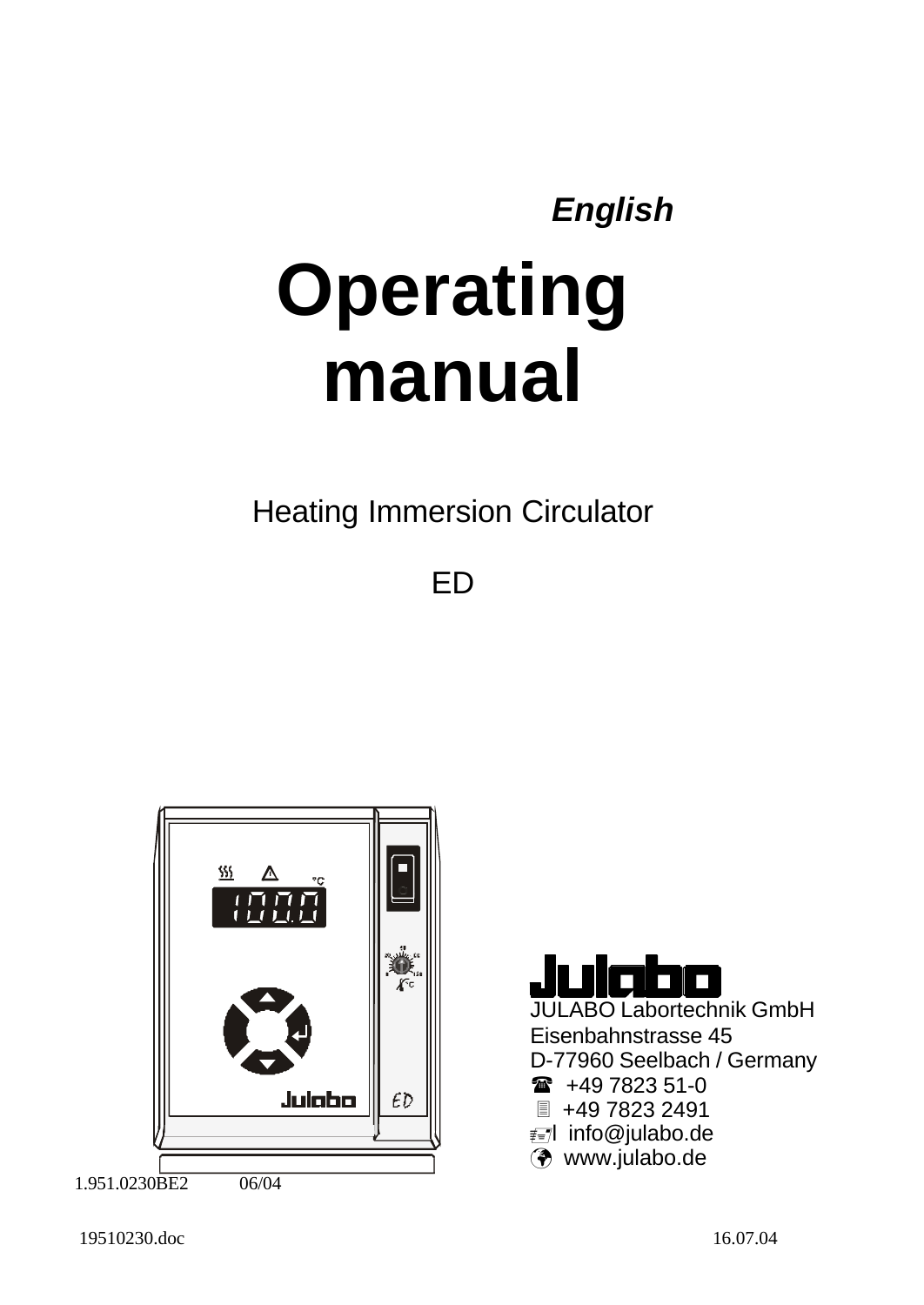*English*

# Operating manual

Heating Immersion Circulator

ED

JULABO Labortechnik GmbH
Eisenbahnstrasse 45
D-77960 Seelbach / Germany
☎ +49 7823 51-0
+49 7823 2491
info@julabo.de
www.julabo.de

1.951.0230BE2 06/04

19510230.doc 16.07.04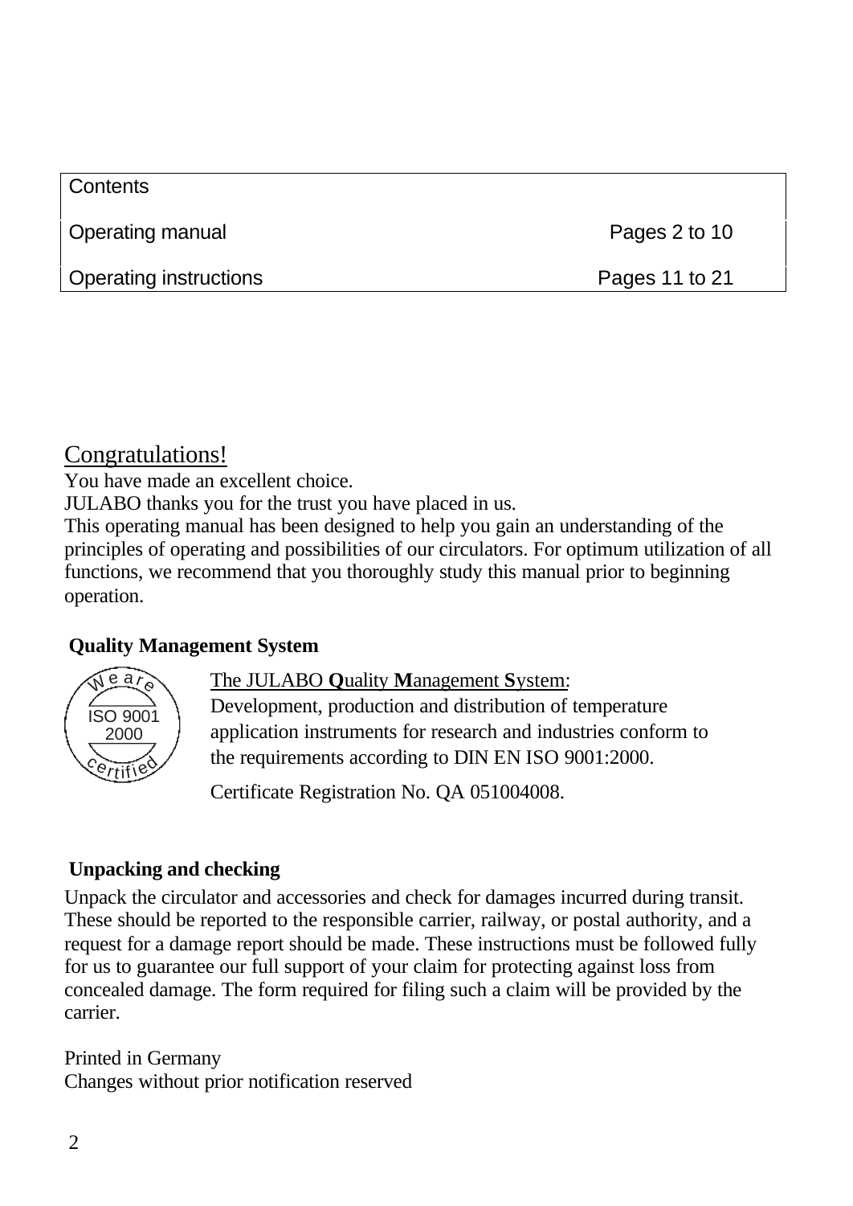| Contents | |
|---|---|
| Operating manual | Pages 2 to 10 |
| Operating instructions | Pages 11 to 21 |

## Congratulations!

You have made an excellent choice.
JULABO thanks you for the trust you have placed in us.
This operating manual has been designed to help you gain an understanding of the principles of operating and possibilities of our circulators. For optimum utilization of all functions, we recommend that you thoroughly study this manual prior to beginning operation.

### Quality Management System

We are ISO 9001 2000 certified

The JULABO **Q**uality **M**anagement **S**ystem:
Development, production and distribution of temperature application instruments for research and industries conform to the requirements according to DIN EN ISO 9001:2000.

Certificate Registration No. QA 051004008.

### Unpacking and checking

Unpack the circulator and accessories and check for damages incurred during transit. These should be reported to the responsible carrier, railway, or postal authority, and a request for a damage report should be made. These instructions must be followed fully for us to guarantee our full support of your claim for protecting against loss from concealed damage. The form required for filing such a claim will be provided by the carrier.

Printed in Germany
Changes without prior notification reserved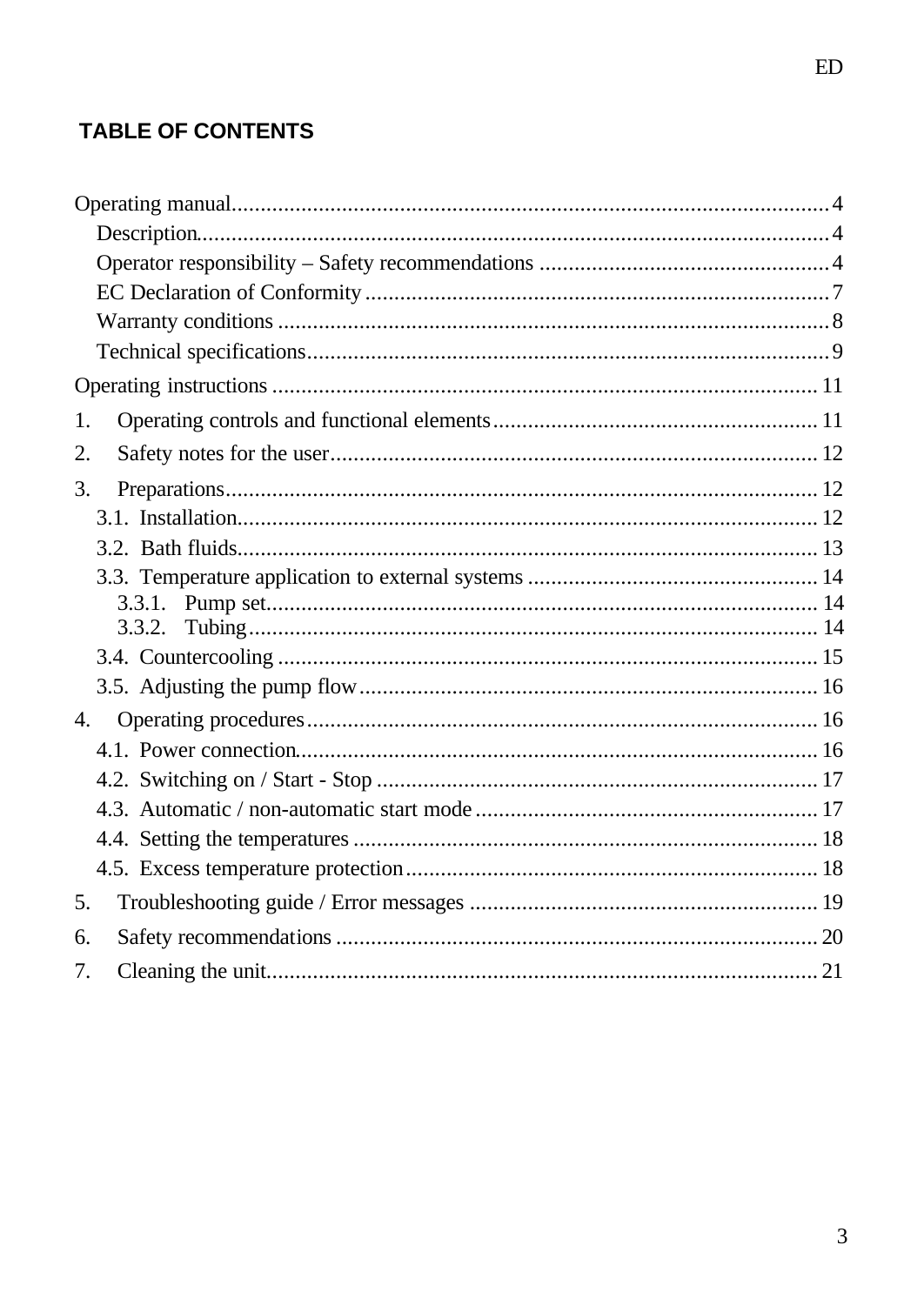## TABLE OF CONTENTS

Operating manual....................................................................................................4

- Description..........................................................................................................4
- Operator responsibility – Safety recommendations ..........................................4
- EC Declaration of Conformity ...............................................................................7
- Warranty conditions .............................................................................................8
- Technical specifications........................................................................................9

Operating instructions ............................................................................................ 11

1. Operating controls and functional elements........................................................ 11
2. Safety notes for the user...................................................................................... 12
3. Preparations........................................................................................................ 12
   - 3.1. Installation................................................................................................... 12
   - 3.2. Bath fluids.................................................................................................... 13
   - 3.3. Temperature application to external systems .............................................. 14
     - 3.3.1. Pump set............................................................................................ 14
     - 3.3.2. Tubing................................................................................................ 14
   - 3.4. Countercooling ............................................................................................. 15
   - 3.5. Adjusting the pump flow.............................................................................. 16
4. Operating procedures.......................................................................................... 16
   - 4.1. Power connection......................................................................................... 16
   - 4.2. Switching on / Start - Stop ........................................................................... 17
   - 4.3. Automatic / non-automatic start mode ......................................................... 17
   - 4.4. Setting the temperatures .............................................................................. 18
   - 4.5. Excess temperature protection...................................................................... 18
5. Troubleshooting guide / Error messages ............................................................ 19
6. Safety recommendations .................................................................................... 20
7. Cleaning the unit................................................................................................. 21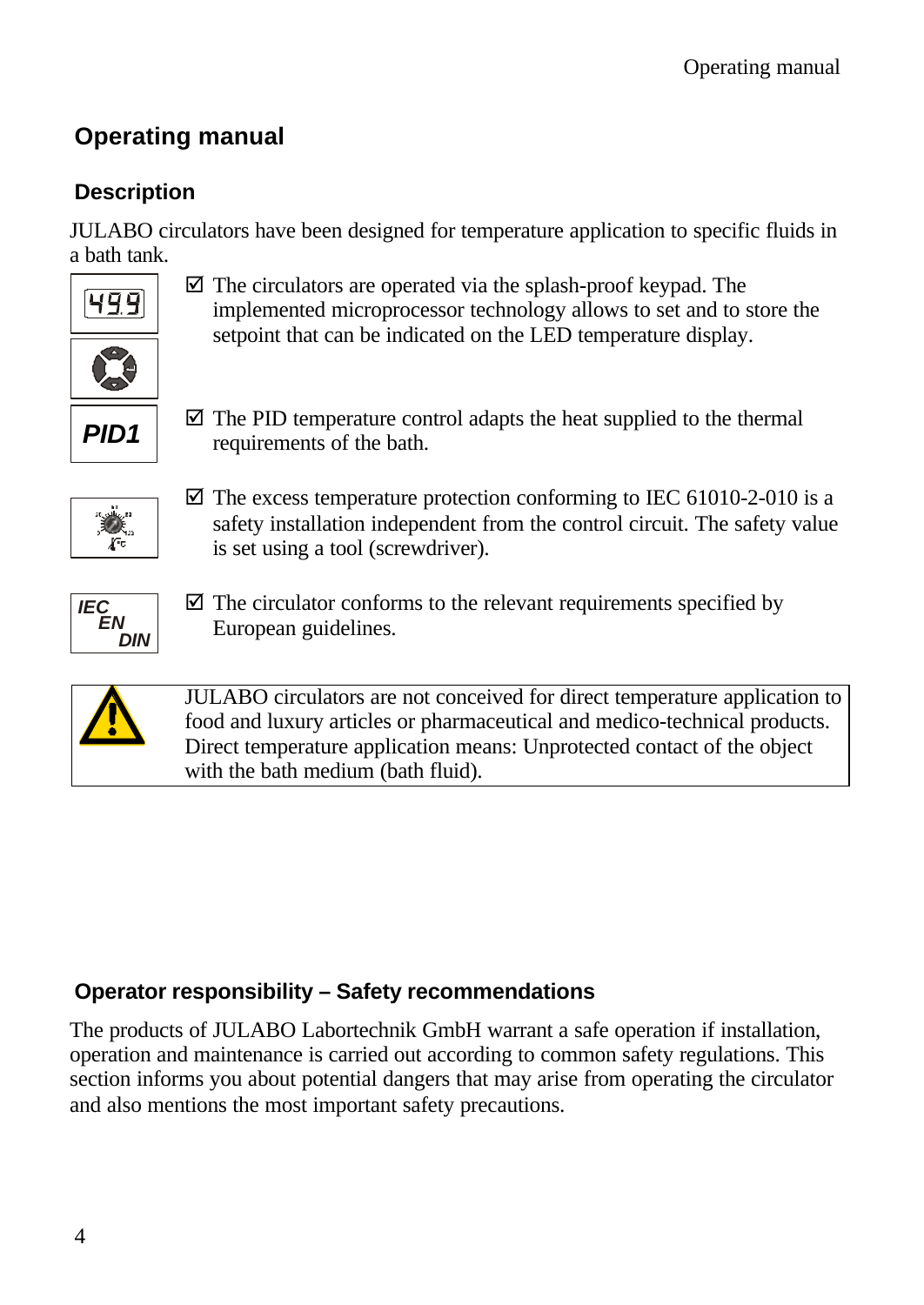# Operating manual

## Description

JULABO circulators have been designed for temperature application to specific fluids in a bath tank.

- ☑ The circulators are operated via the splash-proof keypad. The implemented microprocessor technology allows to set and to store the setpoint that can be indicated on the LED temperature display.
- ☑ The PID temperature control adapts the heat supplied to the thermal requirements of the bath.
- ☑ The excess temperature protection conforming to IEC 61010-2-010 is a safety installation independent from the control circuit. The safety value is set using a tool (screwdriver).
- ☑ The circulator conforms to the relevant requirements specified by European guidelines.

JULABO circulators are not conceived for direct temperature application to food and luxury articles or pharmaceutical and medico-technical products. Direct temperature application means: Unprotected contact of the object with the bath medium (bath fluid).

## Operator responsibility – Safety recommendations

The products of JULABO Labortechnik GmbH warrant a safe operation if installation, operation and maintenance is carried out according to common safety regulations. This section informs you about potential dangers that may arise from operating the circulator and also mentions the most important safety precautions.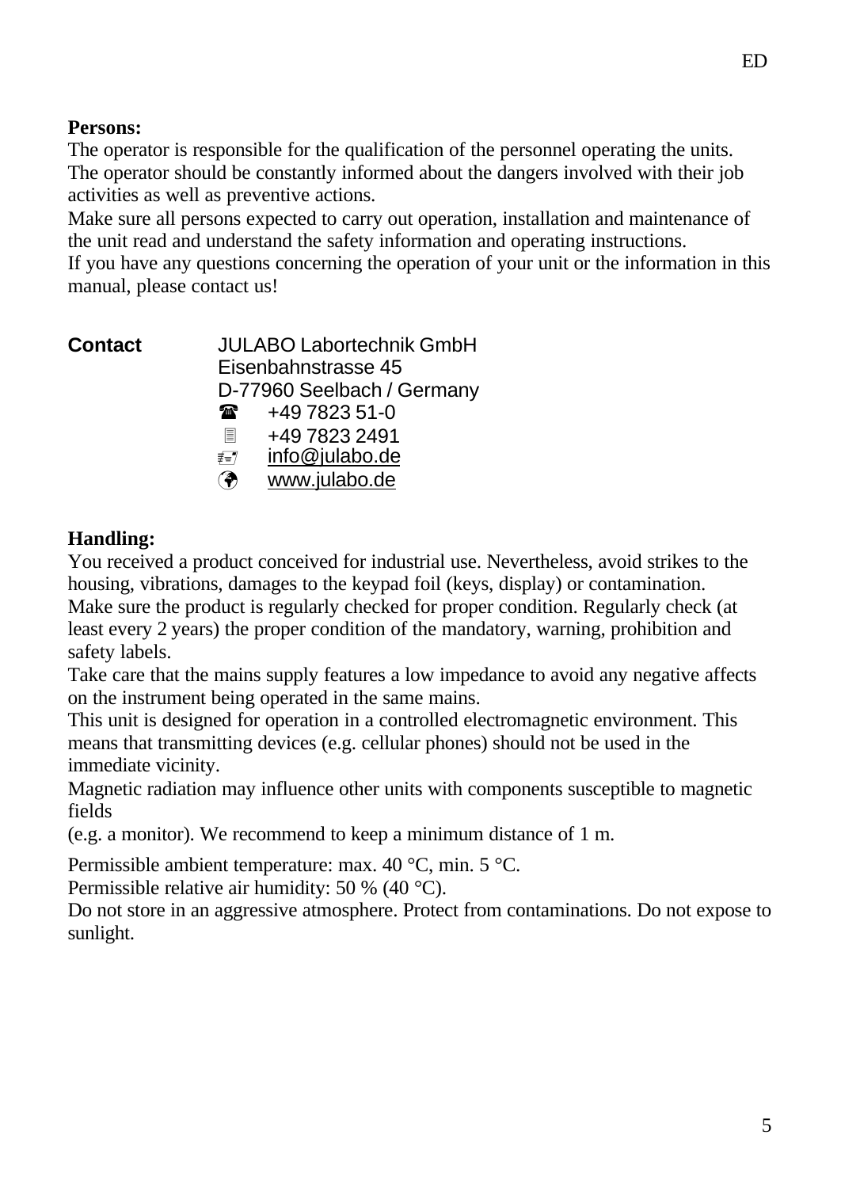**Persons:**
The operator is responsible for the qualification of the personnel operating the units.
The operator should be constantly informed about the dangers involved with their job activities as well as preventive actions.
Make sure all persons expected to carry out operation, installation and maintenance of the unit read and understand the safety information and operating instructions.
If you have any questions concerning the operation of your unit or the information in this manual, please contact us!

**Contact** JULABO Labortechnik GmbH
Eisenbahnstrasse 45
D-77960 Seelbach / Germany
☎ +49 7823 51-0
+49 7823 2491
info@julabo.de
www.julabo.de

**Handling:**
You received a product conceived for industrial use. Nevertheless, avoid strikes to the housing, vibrations, damages to the keypad foil (keys, display) or contamination.
Make sure the product is regularly checked for proper condition. Regularly check (at least every 2 years) the proper condition of the mandatory, warning, prohibition and safety labels.
Take care that the mains supply features a low impedance to avoid any negative affects on the instrument being operated in the same mains.
This unit is designed for operation in a controlled electromagnetic environment. This means that transmitting devices (e.g. cellular phones) should not be used in the immediate vicinity.
Magnetic radiation may influence other units with components susceptible to magnetic fields
(e.g. a monitor). We recommend to keep a minimum distance of 1 m.

Permissible ambient temperature: max. 40 °C, min. 5 °C.
Permissible relative air humidity: 50 % (40 °C).
Do not store in an aggressive atmosphere. Protect from contaminations. Do not expose to sunlight.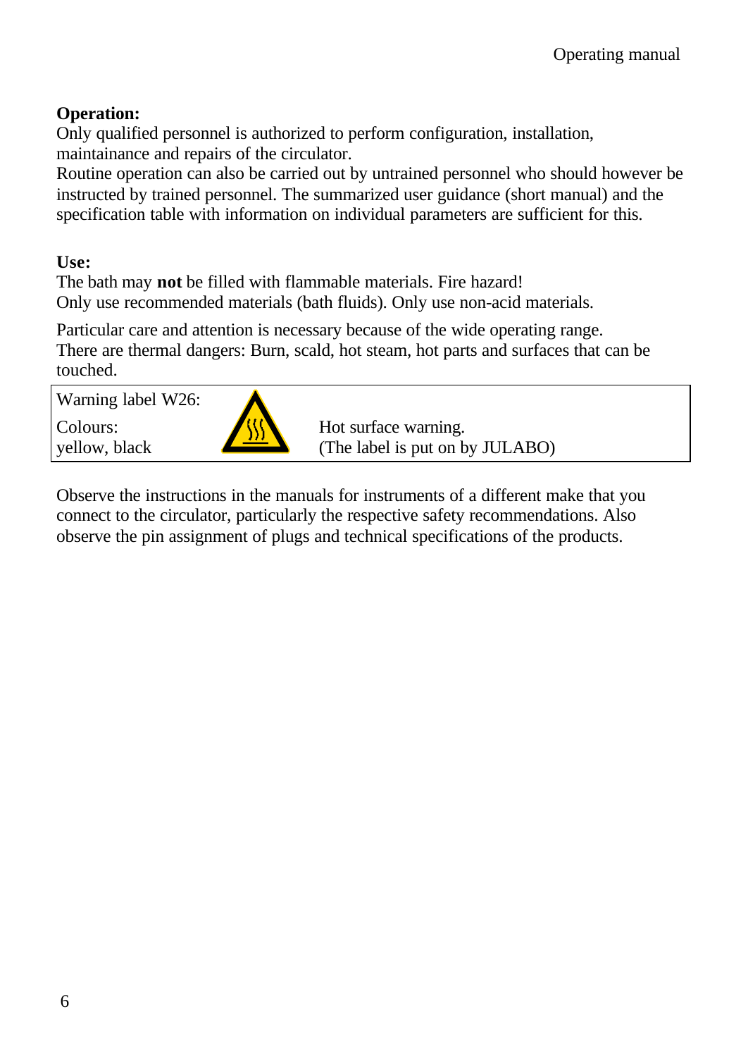**Operation:**
Only qualified personnel is authorized to perform configuration, installation, maintainance and repairs of the circulator.
Routine operation can also be carried out by untrained personnel who should however be instructed by trained personnel. The summarized user guidance (short manual) and the specification table with information on individual parameters are sufficient for this.

**Use:**
The bath may **not** be filled with flammable materials. Fire hazard!
Only use recommended materials (bath fluids). Only use non-acid materials.

Particular care and attention is necessary because of the wide operating range.
There are thermal dangers: Burn, scald, hot steam, hot parts and surfaces that can be touched.

| Warning label W26: | | |
|---|---|---|
| Colours:<br>yellow, black | | Hot surface warning.<br>(The label is put on by JULABO) |

Observe the instructions in the manuals for instruments of a different make that you connect to the circulator, particularly the respective safety recommendations. Also observe the pin assignment of plugs and technical specifications of the products.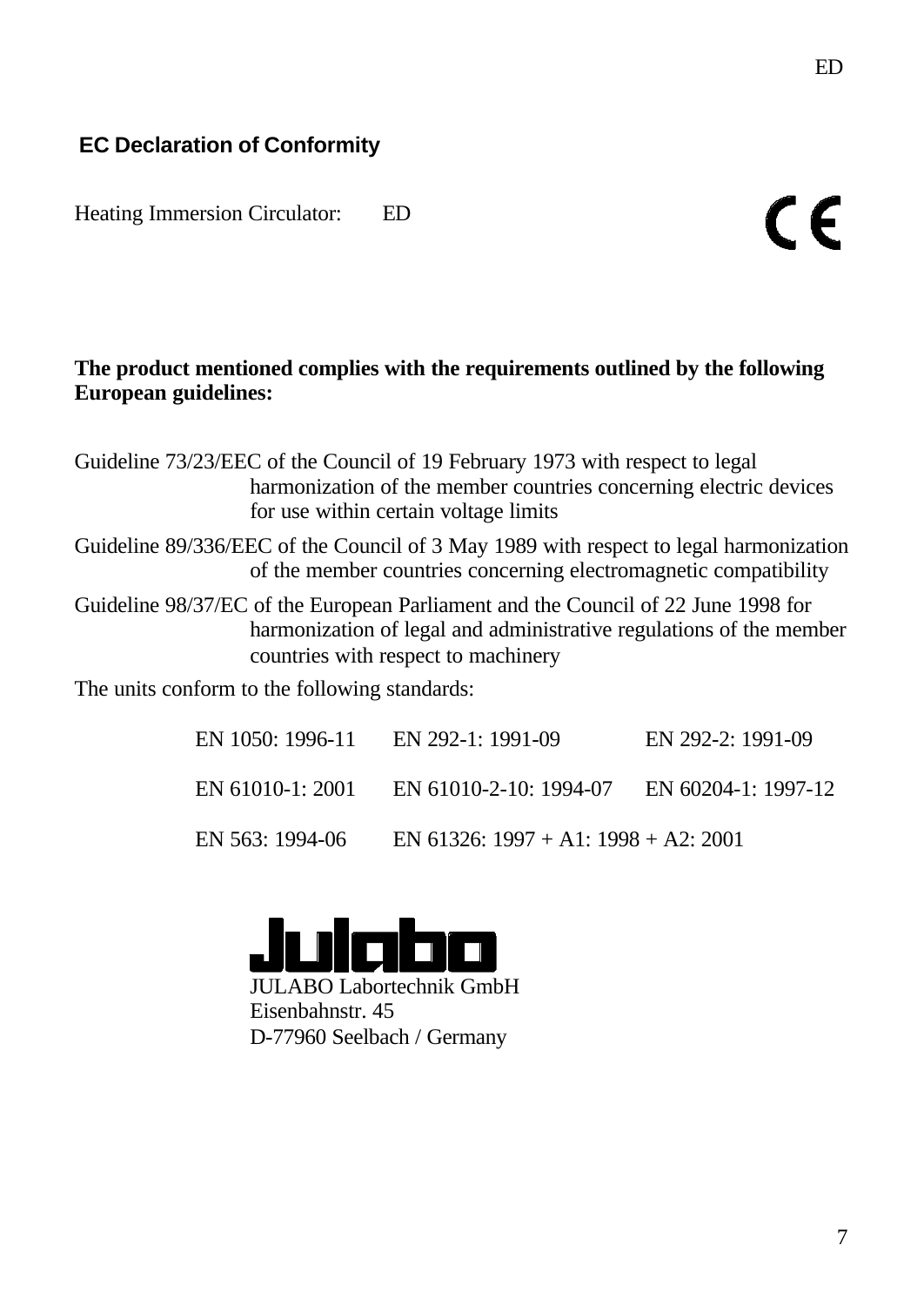## EC Declaration of Conformity

Heating Immersion Circulator: ED

**The product mentioned complies with the requirements outlined by the following European guidelines:**

Guideline 73/23/EEC of the Council of 19 February 1973 with respect to legal harmonization of the member countries concerning electric devices for use within certain voltage limits

Guideline 89/336/EEC of the Council of 3 May 1989 with respect to legal harmonization of the member countries concerning electromagnetic compatibility

Guideline 98/37/EC of the European Parliament and the Council of 22 June 1998 for harmonization of legal and administrative regulations of the member countries with respect to machinery

The units conform to the following standards:

| | | |
|---|---|---|
| EN 1050: 1996-11 | EN 292-1: 1991-09 | EN 292-2: 1991-09 |
| EN 61010-1: 2001 | EN 61010-2-10: 1994-07 | EN 60204-1: 1997-12 |
| EN 563: 1994-06 | EN 61326: 1997 + A1: 1998 + A2: 2001 | |

Julabo

JULABO Labortechnik GmbH
Eisenbahnstr. 45
D-77960 Seelbach / Germany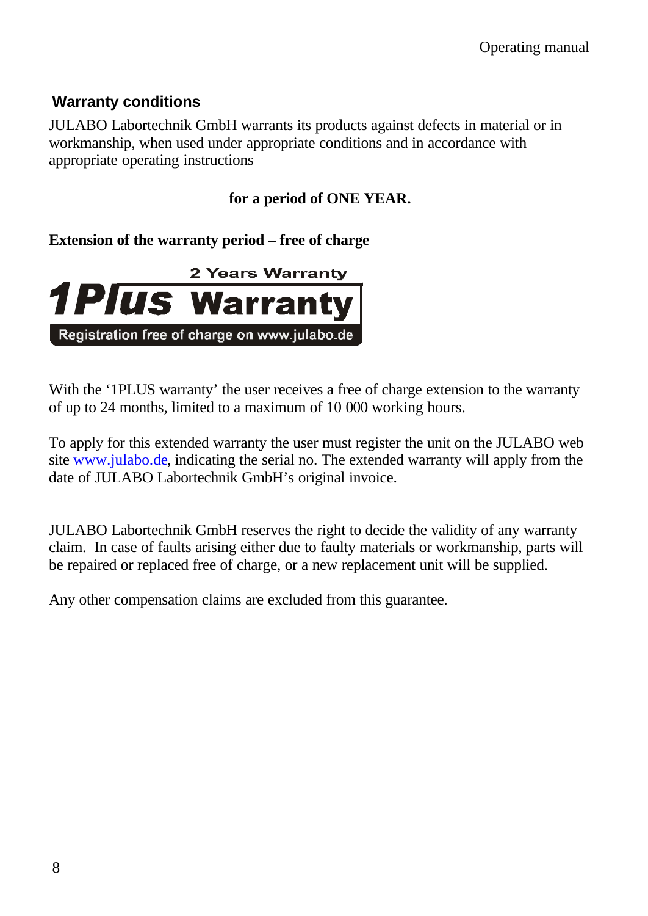## Warranty conditions

JULABO Labortechnik GmbH warrants its products against defects in material or in workmanship, when used under appropriate conditions and in accordance with appropriate operating instructions

**for a period of ONE YEAR.**

**Extension of the warranty period – free of charge**

2 Years Warranty
**1Plus Warranty**
Registration free of charge on www.julabo.de

With the '1PLUS warranty' the user receives a free of charge extension to the warranty of up to 24 months, limited to a maximum of 10 000 working hours.

To apply for this extended warranty the user must register the unit on the JULABO web site www.julabo.de, indicating the serial no. The extended warranty will apply from the date of JULABO Labortechnik GmbH's original invoice.

JULABO Labortechnik GmbH reserves the right to decide the validity of any warranty claim. In case of faults arising either due to faulty materials or workmanship, parts will be repaired or replaced free of charge, or a new replacement unit will be supplied.

Any other compensation claims are excluded from this guarantee.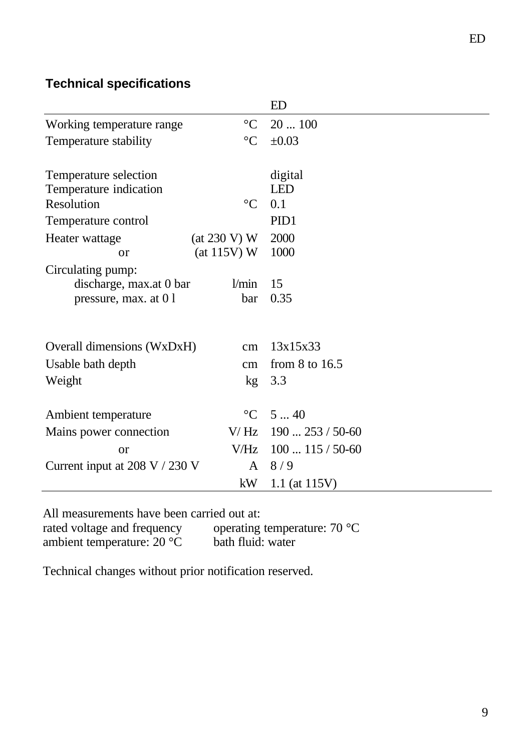## Technical specifications

| | | ED |
|---|---|---|
| Working temperature range | °C | 20 ... 100 |
| Temperature stability | °C | ±0.03 |
| | | |
| Temperature selection | | digital |
| Temperature indication | | LED |
| Resolution | °C | 0.1 |
| Temperature control | | PID1 |
| Heater wattage | (at 230 V) W | 2000 |
| or | (at 115V) W | 1000 |
| Circulating pump: | | |
| discharge, max.at 0 bar | l/min | 15 |
| pressure, max. at 0 l | bar | 0.35 |
| | | |
| Overall dimensions (WxDxH) | cm | 13x15x33 |
| Usable bath depth | cm | from 8 to 16.5 |
| Weight | kg | 3.3 |
| | | |
| Ambient temperature | °C | 5 ... 40 |
| Mains power connection | V/ Hz | 190 ... 253 / 50-60 |
| or | V/Hz | 100 ... 115 / 50-60 |
| Current input at 208 V / 230 V | A | 8 / 9 |
| | kW | 1.1 (at 115V) |

All measurements have been carried out at:
rated voltage and frequency — operating temperature: 70 °C
ambient temperature: 20 °C — bath fluid: water

Technical changes without prior notification reserved.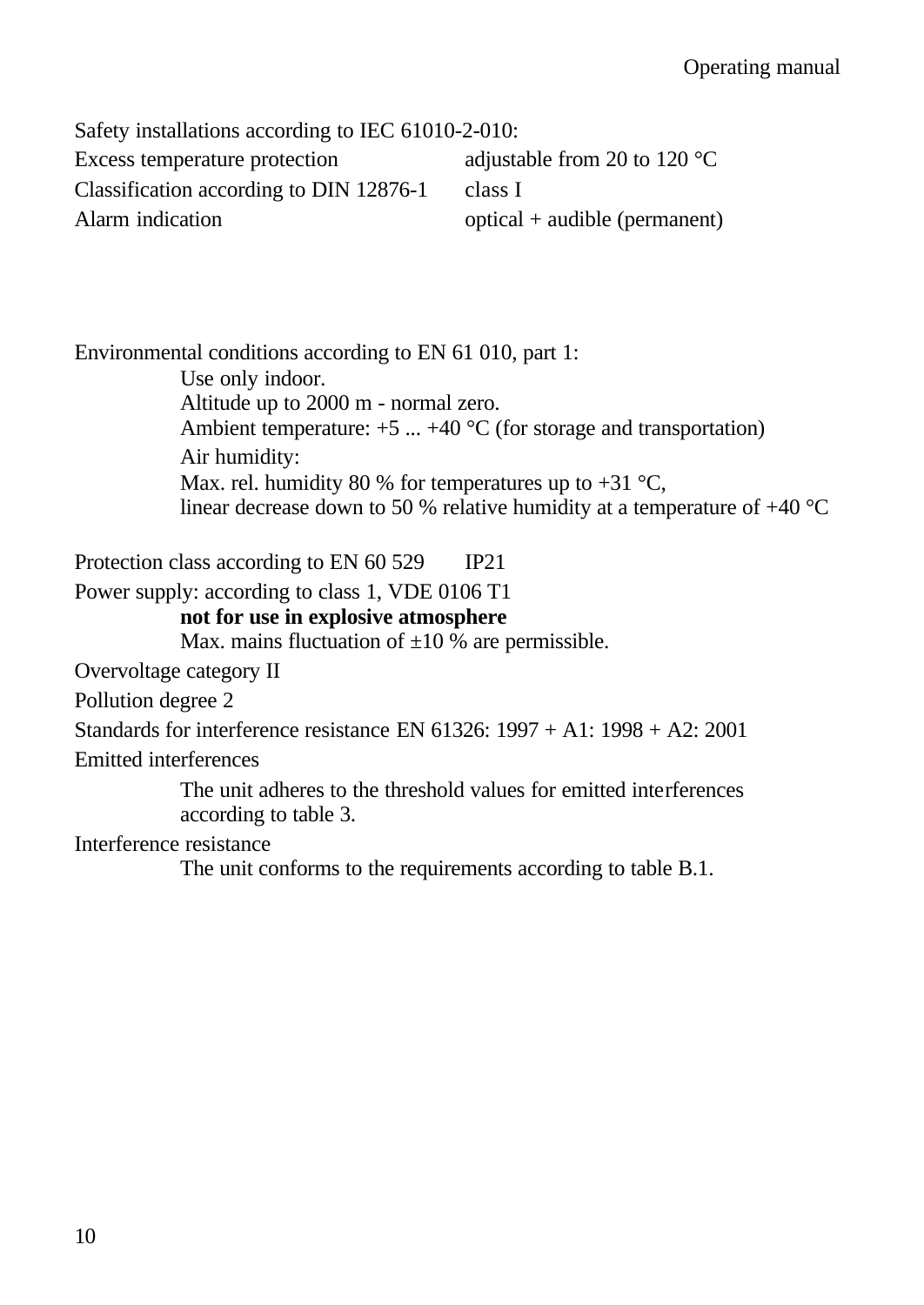Safety installations according to IEC 61010-2-010:

| | |
|---|---|
| Excess temperature protection | adjustable from 20 to 120 °C |
| Classification according to DIN 12876-1 | class I |
| Alarm indication | optical + audible (permanent) |

Environmental conditions according to EN 61 010, part 1:

Use only indoor.
Altitude up to 2000 m - normal zero.
Ambient temperature: +5 ... +40 °C (for storage and transportation)
Air humidity:
Max. rel. humidity 80 % for temperatures up to +31 °C,
linear decrease down to 50 % relative humidity at a temperature of +40 °C

Protection class according to EN 60 529 IP21

Power supply: according to class 1, VDE 0106 T1
**not for use in explosive atmosphere**
Max. mains fluctuation of ±10 % are permissible.

Overvoltage category II

Pollution degree 2

Standards for interference resistance EN 61326: 1997 + A1: 1998 + A2: 2001

Emitted interferences

The unit adheres to the threshold values for emitted interferences according to table 3.

Interference resistance

The unit conforms to the requirements according to table B.1.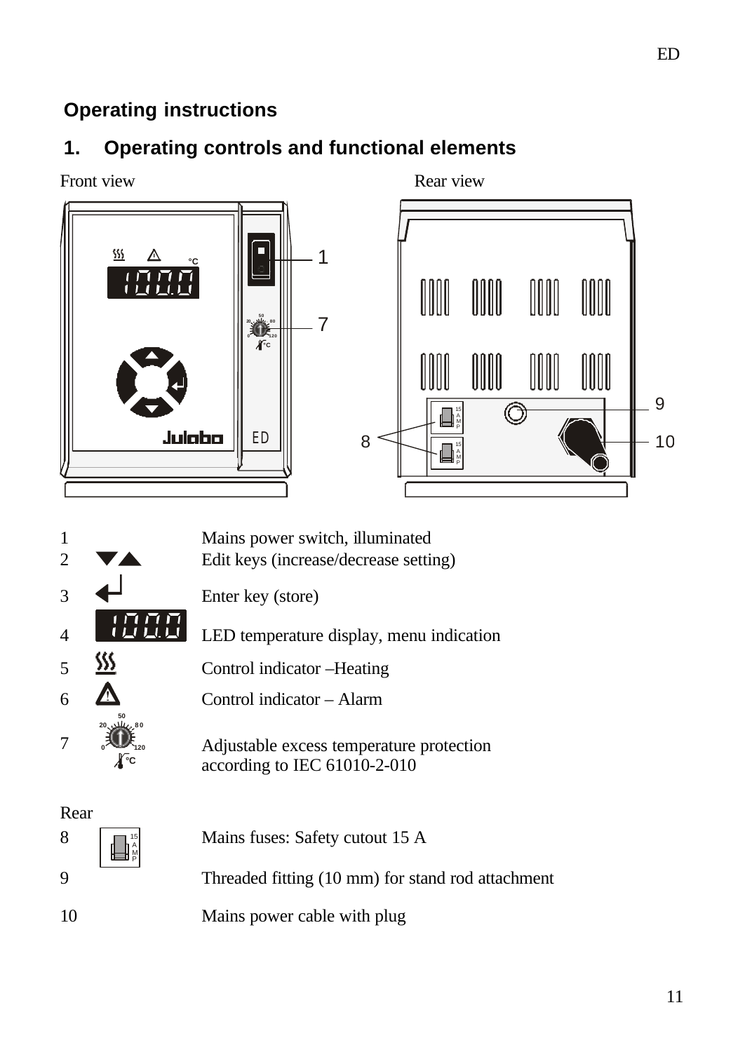## Operating instructions

## 1. Operating controls and functional elements

Front view

Rear view

| No. | Symbol | Description |
|---|---|---|
| 1 | | Mains power switch, illuminated |
| 2 | ▼▲ | Edit keys (increase/decrease setting) |
| 3 | ↵ | Enter key (store) |
| 4 | 100.0 | LED temperature display, menu indication |
| 5 | | Control indicator –Heating |
| 6 | ⚠ | Control indicator – Alarm |
| 7 | | Adjustable excess temperature protection according to IEC 61010-2-010 |

Rear

| No. | Symbol | Description |
|---|---|---|
| 8 | 15 AMP | Mains fuses: Safety cutout 15 A |
| 9 | | Threaded fitting (10 mm) for stand rod attachment |
| 10 | | Mains power cable with plug |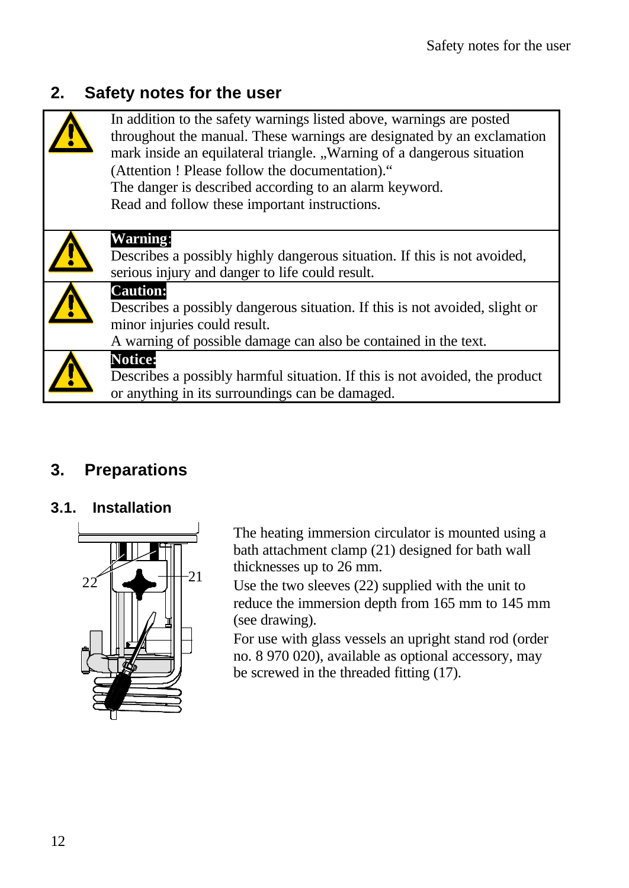## 2. Safety notes for the user

| | |
|---|---|
| ⚠ | In addition to the safety warnings listed above, warnings are posted throughout the manual. These warnings are designated by an exclamation mark inside an equilateral triangle. „Warning of a dangerous situation (Attention ! Please follow the documentation).“ The danger is described according to an alarm keyword. Read and follow these important instructions. |
| ⚠ | **Warning:** Describes a possibly highly dangerous situation. If this is not avoided, serious injury and danger to life could result. |
| ⚠ | **Caution:** Describes a possibly dangerous situation. If this is not avoided, slight or minor injuries could result. A warning of possible damage can also be contained in the text. |
| ⚠ | **Notice:** Describes a possibly harmful situation. If this is not avoided, the product or anything in its surroundings can be damaged. |

## 3. Preparations

### 3.1. Installation

The heating immersion circulator is mounted using a bath attachment clamp (21) designed for bath wall thicknesses up to 26 mm.

Use the two sleeves (22) supplied with the unit to reduce the immersion depth from 165 mm to 145 mm (see drawing).

For use with glass vessels an upright stand rod (order no. 8 970 020), available as optional accessory, may be screwed in the threaded fitting (17).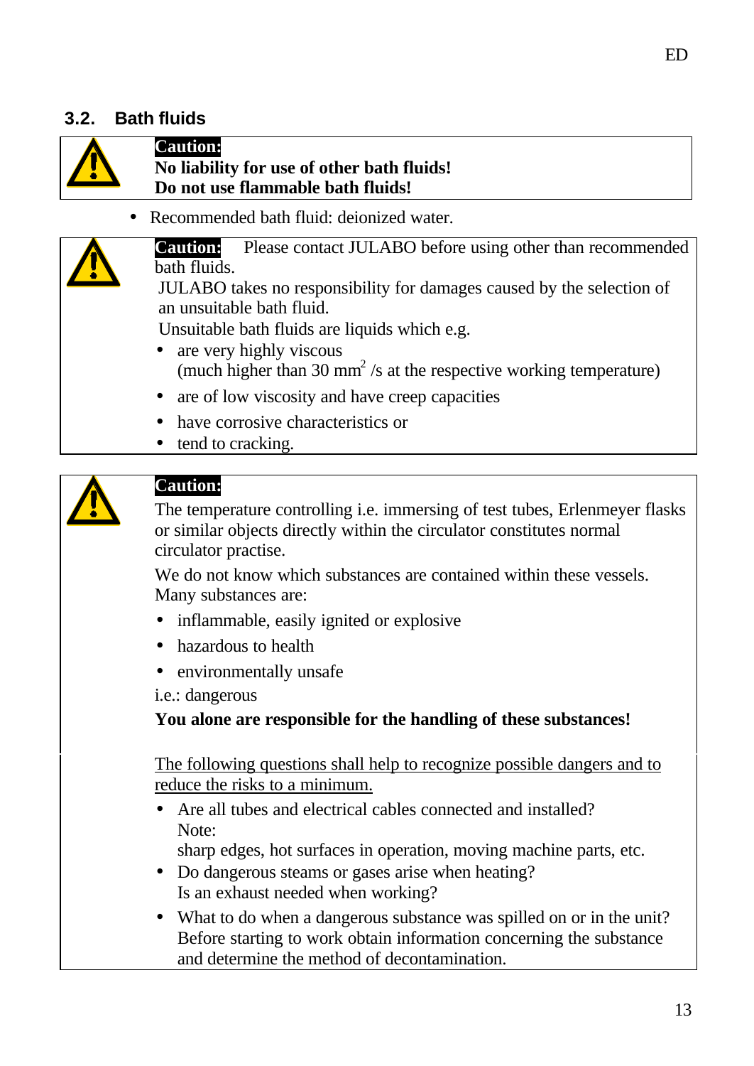## 3.2. Bath fluids

**Caution:**
**No liability for use of other bath fluids!**
**Do not use flammable bath fluids!**

- Recommended bath fluid: deionized water.

**Caution:** Please contact JULABO before using other than recommended bath fluids.
JULABO takes no responsibility for damages caused by the selection of an unsuitable bath fluid.
Unsuitable bath fluids are liquids which e.g.

- are very highly viscous
  (much higher than 30 $mm^2$ /s at the respective working temperature)
- are of low viscosity and have creep capacities
- have corrosive characteristics or
- tend to cracking.

**Caution:**

The temperature controlling i.e. immersing of test tubes, Erlenmeyer flasks or similar objects directly within the circulator constitutes normal circulator practise.

We do not know which substances are contained within these vessels. Many substances are:

- inflammable, easily ignited or explosive
- hazardous to health
- environmentally unsafe

i.e.: dangerous

**You alone are responsible for the handling of these substances!**

<u>The following questions shall help to recognize possible dangers and to reduce the risks to a minimum.</u>

- Are all tubes and electrical cables connected and installed?
  Note:
  sharp edges, hot surfaces in operation, moving machine parts, etc.
- Do dangerous steams or gases arise when heating?
  Is an exhaust needed when working?
- What to do when a dangerous substance was spilled on or in the unit?
  Before starting to work obtain information concerning the substance and determine the method of decontamination.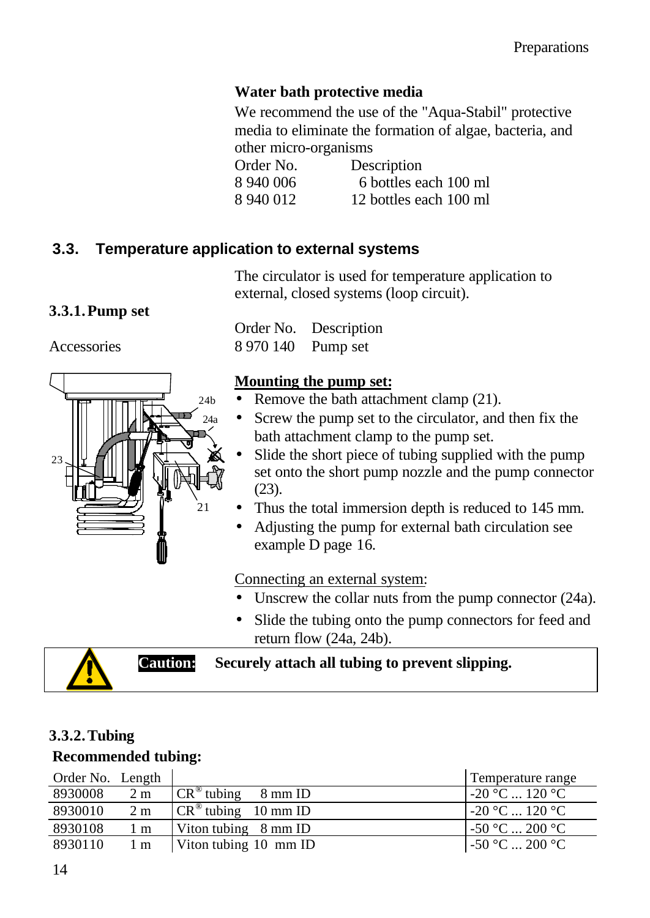**Water bath protective media**

We recommend the use of the "Aqua-Stabil" protective media to eliminate the formation of algae, bacteria, and other micro-organisms

| Order No. | Description |
|---|---|
| 8 940 006 | 6 bottles each 100 ml |
| 8 940 012 | 12 bottles each 100 ml |

## 3.3. Temperature application to external systems

The circulator is used for temperature application to external, closed systems (loop circuit).

### 3.3.1. Pump set

Accessories

| Order No. | Description |
|---|---|
| 8 970 140 | Pump set |

**Mounting the pump set:**

- Remove the bath attachment clamp (21).
- Screw the pump set to the circulator, and then fix the bath attachment clamp to the pump set.
- Slide the short piece of tubing supplied with the pump set onto the short pump nozzle and the pump connector (23).
- Thus the total immersion depth is reduced to 145 mm.
- Adjusting the pump for external bath circulation see example D page 16.

Connecting an external system:

- Unscrew the collar nuts from the pump connector (24a).
- Slide the tubing onto the pump connectors for feed and return flow (24a, 24b).

**Caution:** **Securely attach all tubing to prevent slipping.**

### 3.3.2. Tubing

**Recommended tubing:**

| Order No. | Length | | Temperature range |
|---|---|---|---|
| 8930008 | 2 m | CR® tubing 8 mm ID | -20 °C ... 120 °C |
| 8930010 | 2 m | CR® tubing 10 mm ID | -20 °C ... 120 °C |
| 8930108 | 1 m | Viton tubing 8 mm ID | -50 °C ... 200 °C |
| 8930110 | 1 m | Viton tubing 10 mm ID | -50 °C ... 200 °C |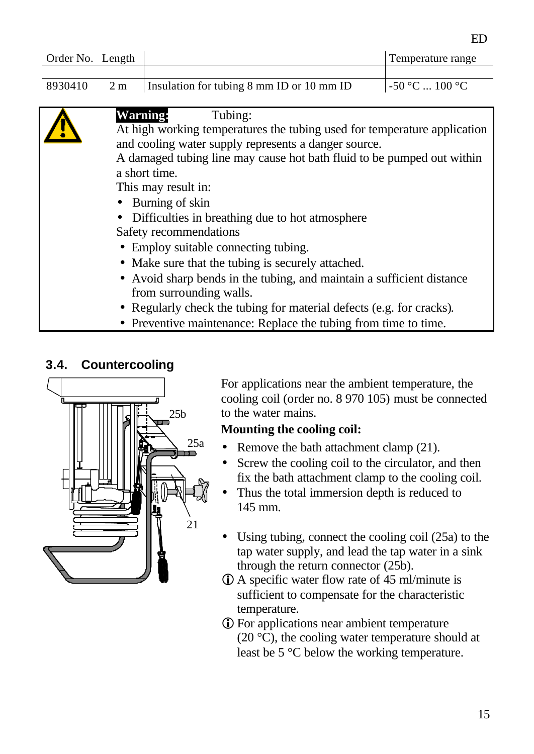| Order No. | Length | | Temperature range |
|---|---|---|---|
| 8930410 | 2 m | Insulation for tubing 8 mm ID or 10 mm ID | -50 °C ... 100 °C |

**Warning:** Tubing:
At high working temperatures the tubing used for temperature application and cooling water supply represents a danger source.
A damaged tubing line may cause hot bath fluid to be pumped out within a short time.
This may result in:

- Burning of skin
- Difficulties in breathing due to hot atmosphere

Safety recommendations

- Employ suitable connecting tubing.
- Make sure that the tubing is securely attached.
- Avoid sharp bends in the tubing, and maintain a sufficient distance from surrounding walls.
- Regularly check the tubing for material defects (e.g. for cracks).
- Preventive maintenance: Replace the tubing from time to time.

## 3.4. Countercooling

For applications near the ambient temperature, the cooling coil (order no. 8 970 105) must be connected to the water mains.

**Mounting the cooling coil:**

- Remove the bath attachment clamp (21).
- Screw the cooling coil to the circulator, and then fix the bath attachment clamp to the cooling coil.
- Thus the total immersion depth is reduced to 145 mm.

- Using tubing, connect the cooling coil (25a) to the tap water supply, and lead the tap water in a sink through the return connector (25b).

ⓘ A specific water flow rate of 45 ml/minute is sufficient to compensate for the characteristic temperature.

ⓘ For applications near ambient temperature (20 °C), the cooling water temperature should at least be 5 °C below the working temperature.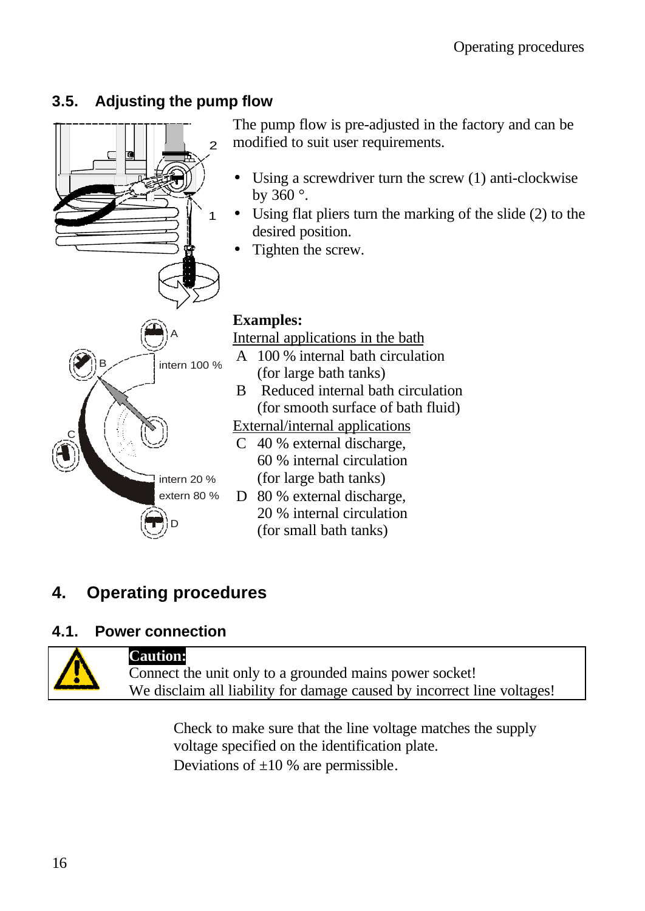## 3.5. Adjusting the pump flow

The pump flow is pre-adjusted in the factory and can be modified to suit user requirements.

- Using a screwdriver turn the screw (1) anti-clockwise by 360 °.
- Using flat pliers turn the marking of the slide (2) to the desired position.
- Tighten the screw.

**Examples:**

Internal applications in the bath

A 100 % internal bath circulation (for large bath tanks)

B Reduced internal bath circulation (for smooth surface of bath fluid)

External/internal applications

C 40 % external discharge, 60 % internal circulation (for large bath tanks)

D 80 % external discharge, 20 % internal circulation (for small bath tanks)

# 4. Operating procedures

## 4.1. Power connection

**Caution:**
Connect the unit only to a grounded mains power socket!
We disclaim all liability for damage caused by incorrect line voltages!

Check to make sure that the line voltage matches the supply voltage specified on the identification plate.
Deviations of ±10 % are permissible.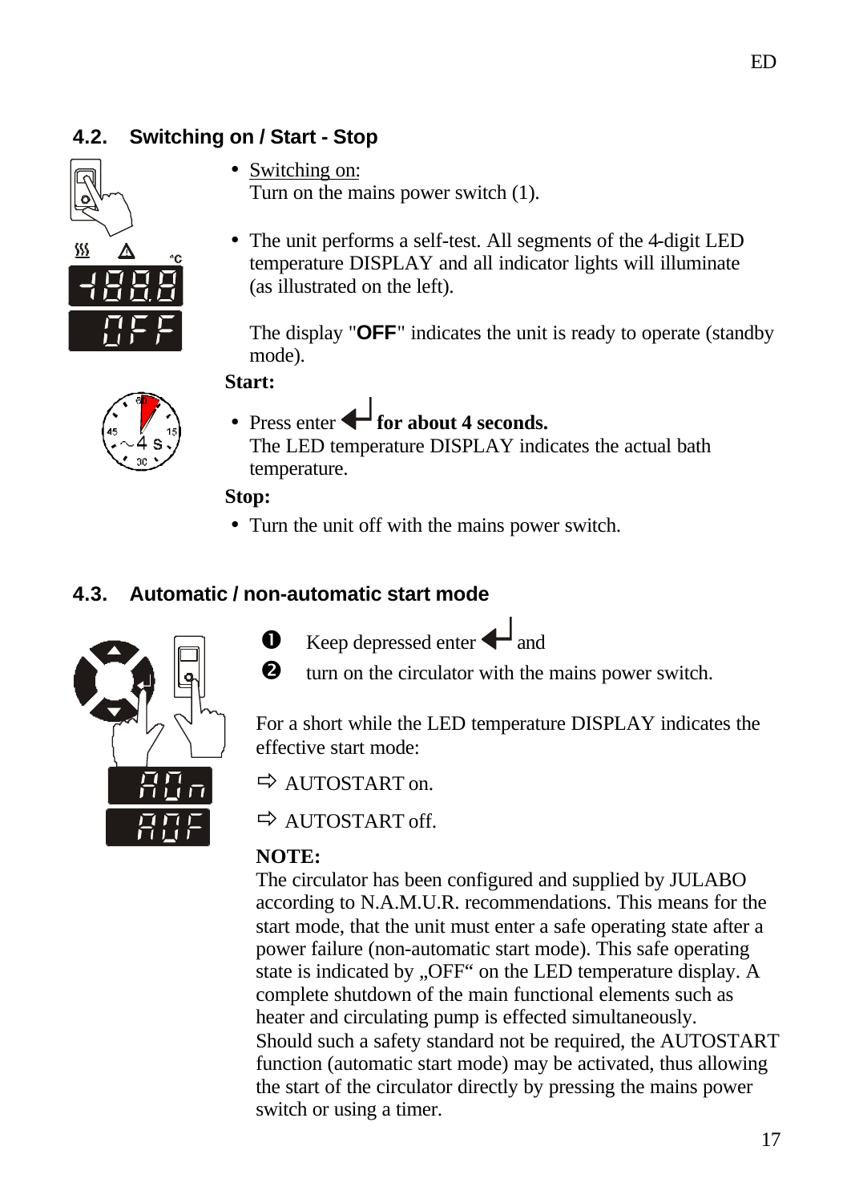## 4.2. Switching on / Start - Stop

- Switching on:
  Turn on the mains power switch (1).

- The unit performs a self-test. All segments of the 4-digit LED temperature DISPLAY and all indicator lights will illuminate (as illustrated on the left).

  The display "**OFF**" indicates the unit is ready to operate (standby mode).

**Start:**

- Press enter ↵ **for about 4 seconds.**
  The LED temperature DISPLAY indicates the actual bath temperature.

**Stop:**

- Turn the unit off with the mains power switch.

## 4.3. Automatic / non-automatic start mode

❶ Keep depressed enter ↵ and

❷ turn on the circulator with the mains power switch.

For a short while the LED temperature DISPLAY indicates the effective start mode:

⇨ AUTOSTART on.

⇨ AUTOSTART off.

**NOTE:**
The circulator has been configured and supplied by JULABO according to N.A.M.U.R. recommendations. This means for the start mode, that the unit must enter a safe operating state after a power failure (non-automatic start mode). This safe operating state is indicated by „OFF“ on the LED temperature display. A complete shutdown of the main functional elements such as heater and circulating pump is effected simultaneously.
Should such a safety standard not be required, the AUTOSTART function (automatic start mode) may be activated, thus allowing the start of the circulator directly by pressing the mains power switch or using a timer.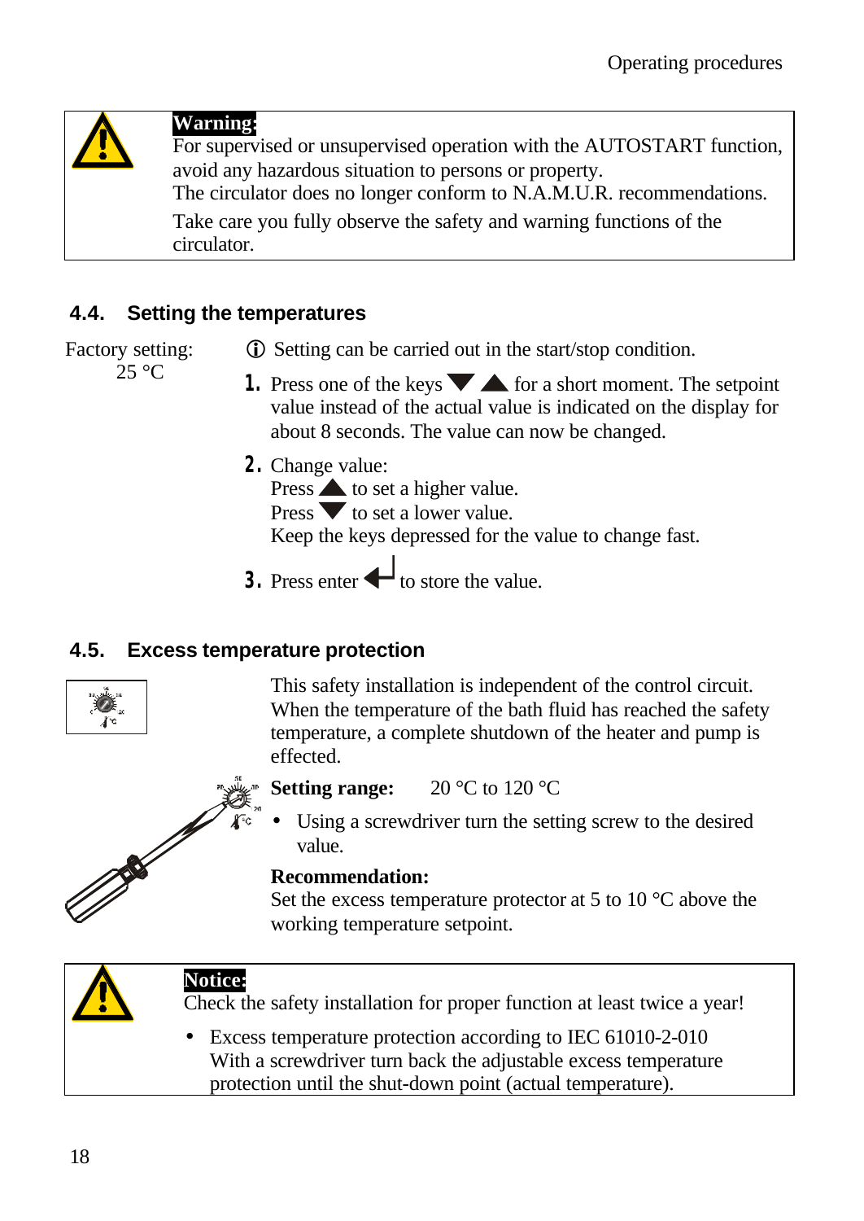**Warning:**
For supervised or unsupervised operation with the AUTOSTART function, avoid any hazardous situation to persons or property.
The circulator does no longer conform to N.A.M.U.R. recommendations.
Take care you fully observe the safety and warning functions of the circulator.

## 4.4. Setting the temperatures

Factory setting:
25 °C

ⓘ Setting can be carried out in the start/stop condition.

1. Press one of the keys ▼ ▲ for a short moment. The setpoint value instead of the actual value is indicated on the display for about 8 seconds. The value can now be changed.
2. Change value:
   Press ▲ to set a higher value.
   Press ▼ to set a lower value.
   Keep the keys depressed for the value to change fast.
3. Press enter ↵ to store the value.

## 4.5. Excess temperature protection

This safety installation is independent of the control circuit. When the temperature of the bath fluid has reached the safety temperature, a complete shutdown of the heater and pump is effected.

**Setting range:** 20 °C to 120 °C

- Using a screwdriver turn the setting screw to the desired value.

**Recommendation:**
Set the excess temperature protector at 5 to 10 °C above the working temperature setpoint.

**Notice:**
Check the safety installation for proper function at least twice a year!

- Excess temperature protection according to IEC 61010-2-010
  With a screwdriver turn back the adjustable excess temperature protection until the shut-down point (actual temperature).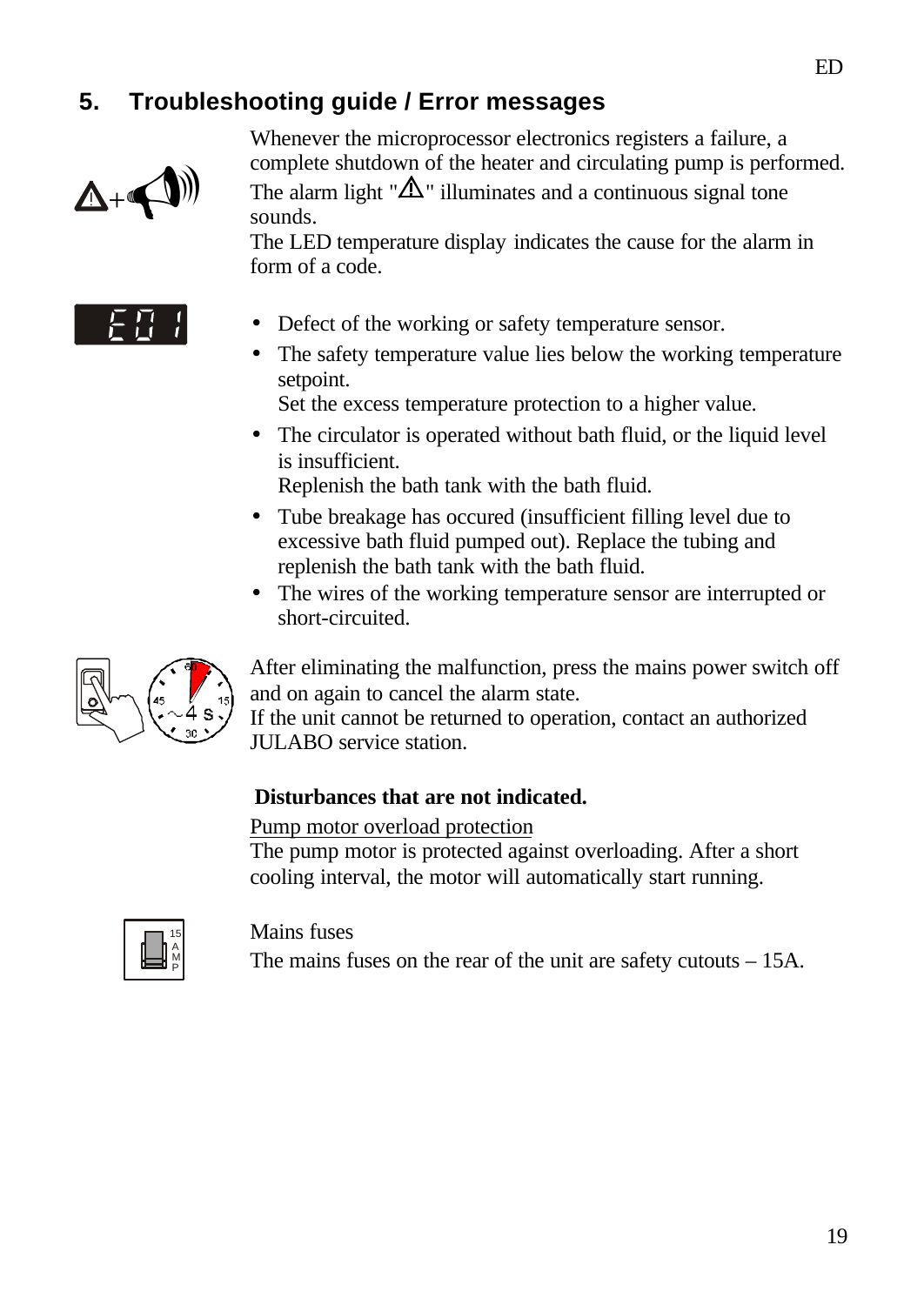## 5. Troubleshooting guide / Error messages

Whenever the microprocessor electronics registers a failure, a complete shutdown of the heater and circulating pump is performed. The alarm light "⚠" illuminates and a continuous signal tone sounds.
The LED temperature display indicates the cause for the alarm in form of a code.

E01

- Defect of the working or safety temperature sensor.
- The safety temperature value lies below the working temperature setpoint.
  Set the excess temperature protection to a higher value.
- The circulator is operated without bath fluid, or the liquid level is insufficient.
  Replenish the bath tank with the bath fluid.
- Tube breakage has occured (insufficient filling level due to excessive bath fluid pumped out). Replace the tubing and replenish the bath tank with the bath fluid.
- The wires of the working temperature sensor are interrupted or short-circuited.

After eliminating the malfunction, press the mains power switch off and on again to cancel the alarm state.
If the unit cannot be returned to operation, contact an authorized JULABO service station.

**Disturbances that are not indicated.**

Pump motor overload protection
The pump motor is protected against overloading. After a short cooling interval, the motor will automatically start running.

Mains fuses
The mains fuses on the rear of the unit are safety cutouts – 15A.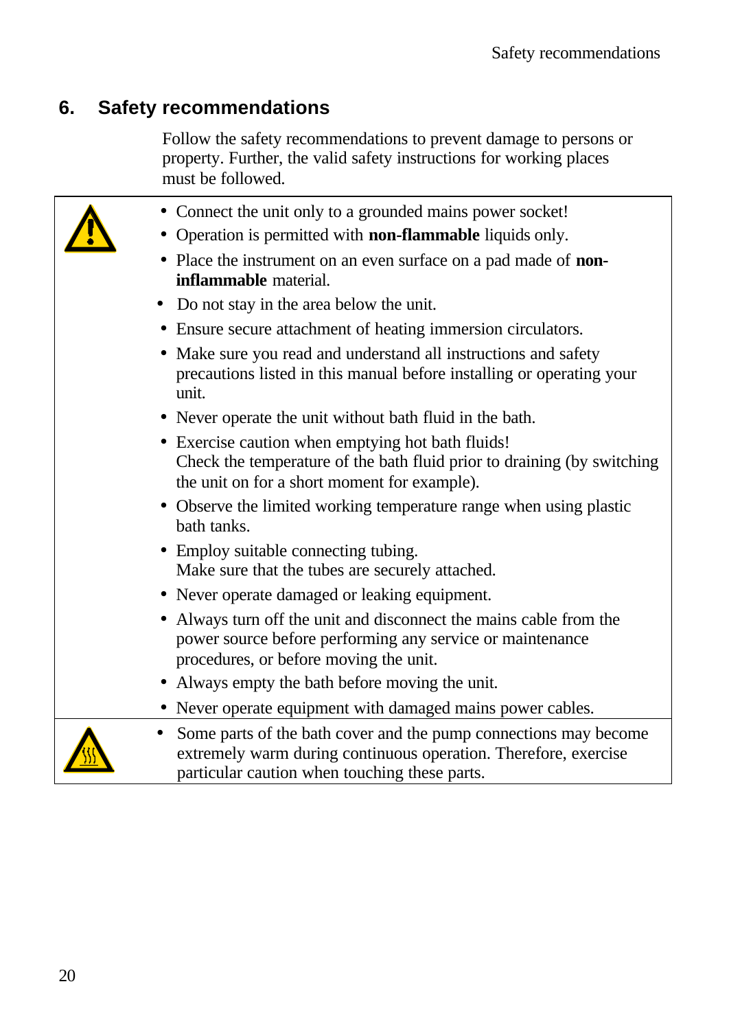# 6. Safety recommendations

Follow the safety recommendations to prevent damage to persons or property. Further, the valid safety instructions for working places must be followed.

- Connect the unit only to a grounded mains power socket!
- Operation is permitted with **non-flammable** liquids only.
- Place the instrument on an even surface on a pad made of **non-inflammable** material.
- Do not stay in the area below the unit.
- Ensure secure attachment of heating immersion circulators.
- Make sure you read and understand all instructions and safety precautions listed in this manual before installing or operating your unit.
- Never operate the unit without bath fluid in the bath.
- Exercise caution when emptying hot bath fluids!
  Check the temperature of the bath fluid prior to draining (by switching the unit on for a short moment for example).
- Observe the limited working temperature range when using plastic bath tanks.
- Employ suitable connecting tubing.
  Make sure that the tubes are securely attached.
- Never operate damaged or leaking equipment.
- Always turn off the unit and disconnect the mains cable from the power source before performing any service or maintenance procedures, or before moving the unit.
- Always empty the bath before moving the unit.
- Never operate equipment with damaged mains power cables.

- Some parts of the bath cover and the pump connections may become extremely warm during continuous operation. Therefore, exercise particular caution when touching these parts.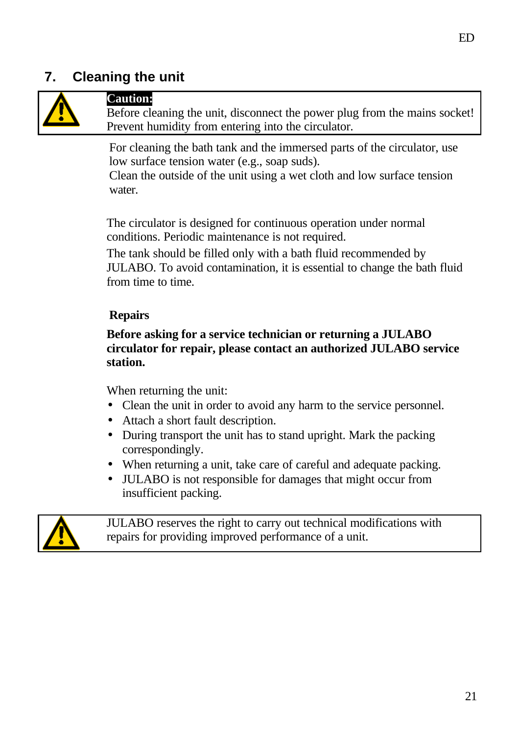## 7. Cleaning the unit

**Caution:**
Before cleaning the unit, disconnect the power plug from the mains socket!
Prevent humidity from entering into the circulator.

For cleaning the bath tank and the immersed parts of the circulator, use low surface tension water (e.g., soap suds).
Clean the outside of the unit using a wet cloth and low surface tension water.

The circulator is designed for continuous operation under normal conditions. Periodic maintenance is not required.

The tank should be filled only with a bath fluid recommended by JULABO. To avoid contamination, it is essential to change the bath fluid from time to time.

**Repairs**

**Before asking for a service technician or returning a JULABO circulator for repair, please contact an authorized JULABO service station.**

When returning the unit:

- Clean the unit in order to avoid any harm to the service personnel.
- Attach a short fault description.
- During transport the unit has to stand upright. Mark the packing correspondingly.
- When returning a unit, take care of careful and adequate packing.
- JULABO is not responsible for damages that might occur from insufficient packing.

JULABO reserves the right to carry out technical modifications with repairs for providing improved performance of a unit.